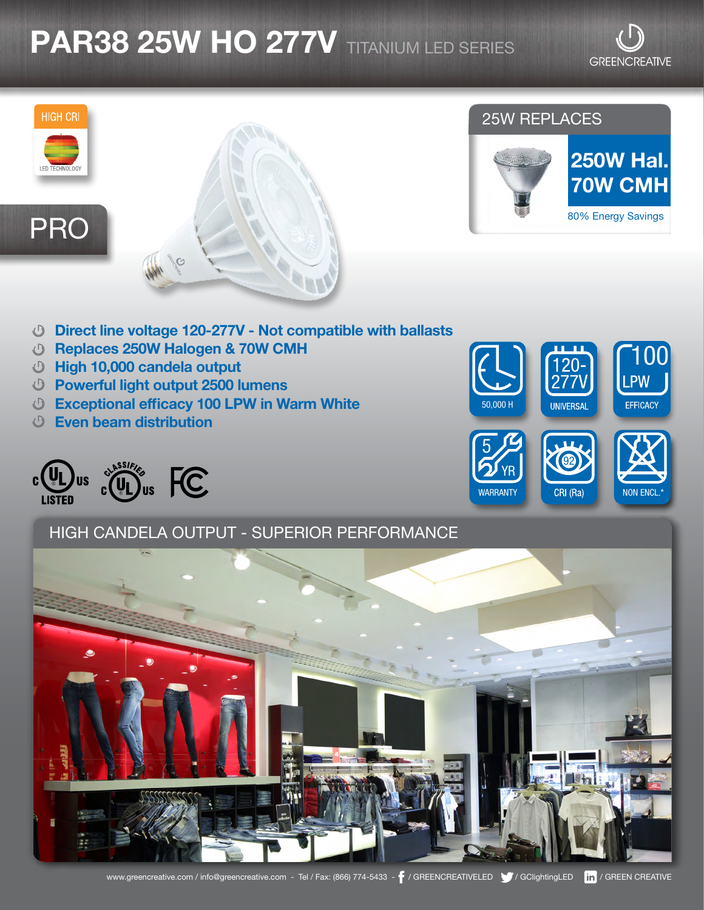# PAR38 25W HO 277V TITANIUM LED SERIES

GREENCREATIVE

HIGH CRI

LED TECHNOLOGY

PRO

## 25W REPLACES

**250W Hal.**
**70W CMH**

80% Energy Savings

- **Direct line voltage 120-277V - Not compatible with ballasts**
- **Replaces 250W Halogen & 70W CMH**
- **High 10,000 candela output**
- **Powerful light output 2500 lumens**
- **Exceptional efficacy 100 LPW in Warm White**
- **Even beam distribution**

| 50,000 H | 120-277V UNIVERSAL | 100 LPW EFFICACY |
|---|---|---|
| 5 YR WARRANTY | 92 CRI (Ra) | NON ENCL.* |

c UL us LISTED — CLASSIFIED c UL us — FC

## HIGH CANDELA OUTPUT - SUPERIOR PERFORMANCE

www.greencreative.com / info@greencreative.com - Tel / Fax: (866) 774-5433 - / GREENCREATIVELED / GClightingLED / GREEN CREATIVE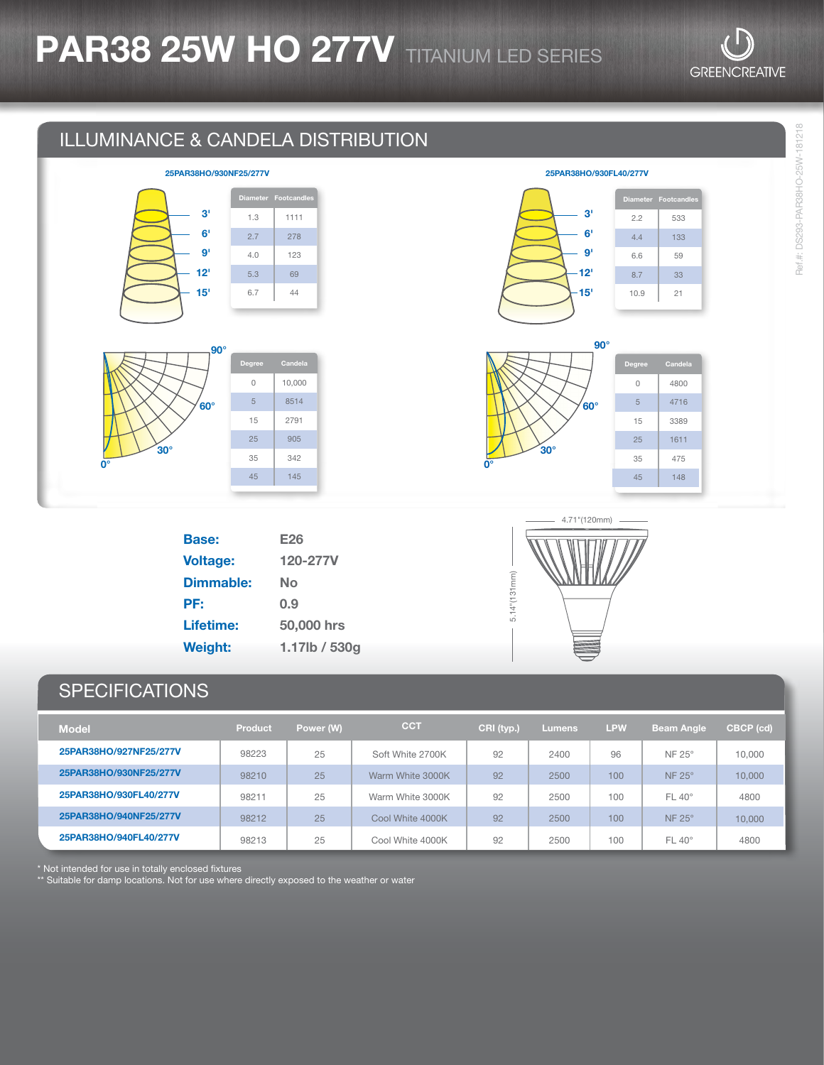# PAR38 25W HO 277V TITANIUM LED SERIES

GREENCREATIVE

## ILLUMINANCE & CANDELA DISTRIBUTION

**25PAR38HO/930NF25/277V**

3'
6'
9'
12'
15'

| Diameter | Footcandles |
|---|---|
| 1.3 | 1111 |
| 2.7 | 278 |
| 4.0 | 123 |
| 5.3 | 69 |
| 6.7 | 44 |

90°
60°
30°
0°

| Degree | Candela |
|---|---|
| 0 | 10,000 |
| 5 | 8514 |
| 15 | 2791 |
| 25 | 905 |
| 35 | 342 |
| 45 | 145 |

**25PAR38HO/930FL40/277V**

3'
6'
9'
12'
15'

| Diameter | Footcandles |
|---|---|
| 2.2 | 533 |
| 4.4 | 133 |
| 6.6 | 59 |
| 8.7 | 33 |
| 10.9 | 21 |

90°
60°
30°
0°

| Degree | Candela |
|---|---|
| 0 | 4800 |
| 5 | 4716 |
| 15 | 3389 |
| 25 | 1611 |
| 35 | 475 |
| 45 | 148 |

**Base:** E26
**Voltage:** 120-277V
**Dimmable:** No
**PF:** 0.9
**Lifetime:** 50,000 hrs
**Weight:** 1.17lb / 530g

4.71"(120mm)
5.14"(131mm)

## SPECIFICATIONS

| Model | Product | Power (W) | CCT | CRI (typ.) | Lumens | LPW | Beam Angle | CBCP (cd) |
|---|---|---|---|---|---|---|---|---|
| 25PAR38HO/927NF25/277V | 98223 | 25 | Soft White 2700K | 92 | 2400 | 96 | NF 25° | 10,000 |
| 25PAR38HO/930NF25/277V | 98210 | 25 | Warm White 3000K | 92 | 2500 | 100 | NF 25° | 10,000 |
| 25PAR38HO/930FL40/277V | 98211 | 25 | Warm White 3000K | 92 | 2500 | 100 | FL 40° | 4800 |
| 25PAR38HO/940NF25/277V | 98212 | 25 | Cool White 4000K | 92 | 2500 | 100 | NF 25° | 10,000 |
| 25PAR38HO/940FL40/277V | 98213 | 25 | Cool White 4000K | 92 | 2500 | 100 | FL 40° | 4800 |

\* Not intended for use in totally enclosed fixtures
\** Suitable for damp locations. Not for use where directly exposed to the weather or water

Ref.#: DS293-PAR38HO-25W-181218